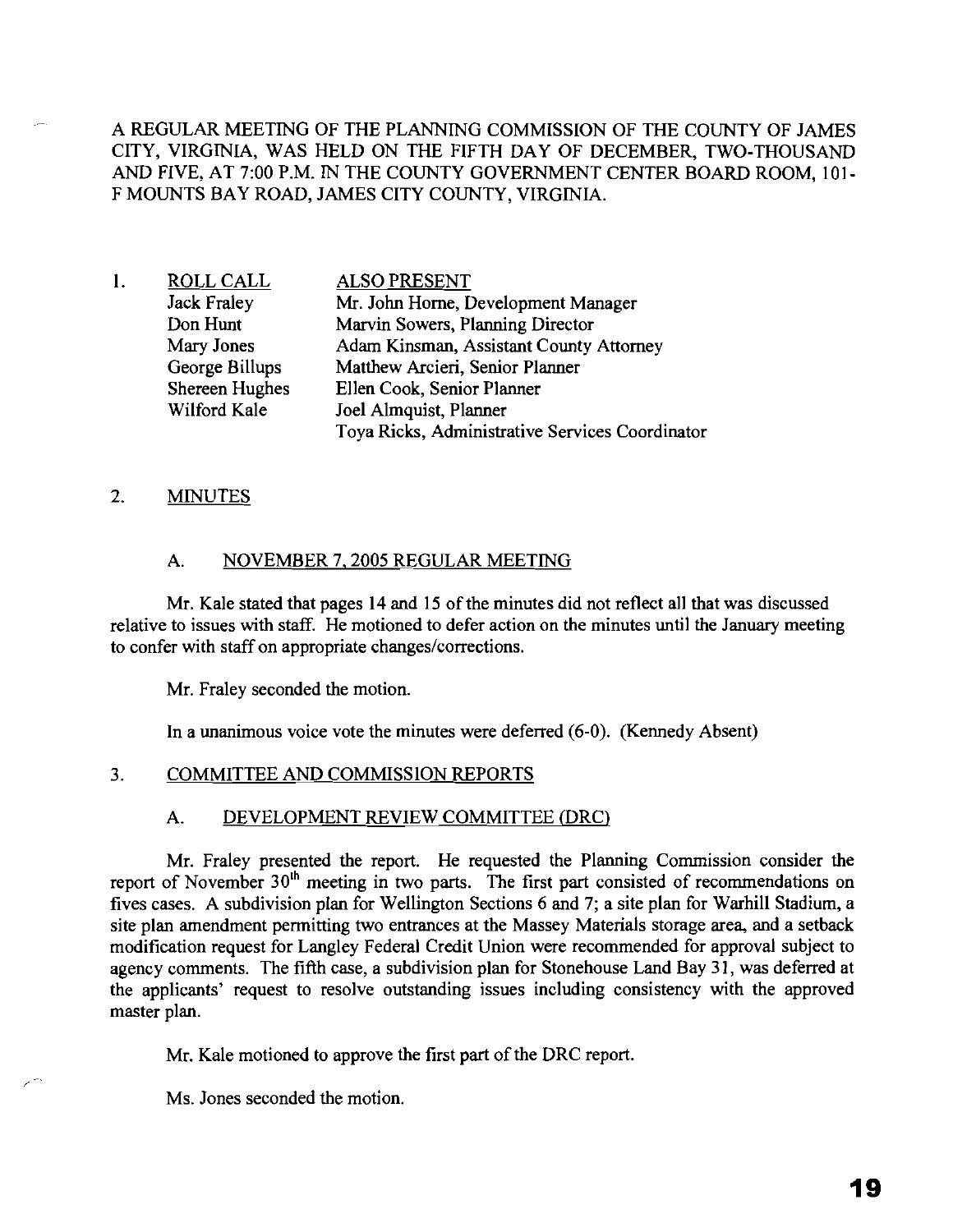A REGULAR MEETING OF THE PLANNING COMMISSION OF THE COUNTY OF JAMES CITY, VIRGINIA, WAS HELD ON THE FIFTH DAY OF DECEMBER, TWO-THOUSAND AND FIVE, AT 7:00 P.M. IN THE COUNTY GOVERNMENT CENTER BOARD ROOM, 101-F MOUNTS BAY ROAD, JAMES CITY COUNTY, VIRGINIA.

1. ROLL CALL

| ROLL CALL | ALSO PRESENT |
|---|---|
| Jack Fraley | Mr. John Horne, Development Manager |
| Don Hunt | Marvin Sowers, Planning Director |
| Mary Jones | Adam Kinsman, Assistant County Attorney |
| George Billups | Matthew Arcieri, Senior Planner |
| Shereen Hughes | Ellen Cook, Senior Planner |
| Wilford Kale | Joel Almquist, Planner |
| | Toya Ricks, Administrative Services Coordinator |

2. MINUTES

A. NOVEMBER 7, 2005 REGULAR MEETING

Mr. Kale stated that pages 14 and 15 of the minutes did not reflect all that was discussed relative to issues with staff. He motioned to defer action on the minutes until the January meeting to confer with staff on appropriate changes/corrections.

Mr. Fraley seconded the motion.

In a unanimous voice vote the minutes were deferred (6-0). (Kennedy Absent)

3. COMMITTEE AND COMMISSION REPORTS

A. DEVELOPMENT REVIEW COMMITTEE (DRC)

Mr. Fraley presented the report. He requested the Planning Commission consider the report of November 30th meeting in two parts. The first part consisted of recommendations on fives cases. A subdivision plan for Wellington Sections 6 and 7; a site plan for Warhill Stadium, a site plan amendment permitting two entrances at the Massey Materials storage area, and a setback modification request for Langley Federal Credit Union were recommended for approval subject to agency comments. The fifth case, a subdivision plan for Stonehouse Land Bay 31, was deferred at the applicants' request to resolve outstanding issues including consistency with the approved master plan.

Mr. Kale motioned to approve the first part of the DRC report.

Ms. Jones seconded the motion.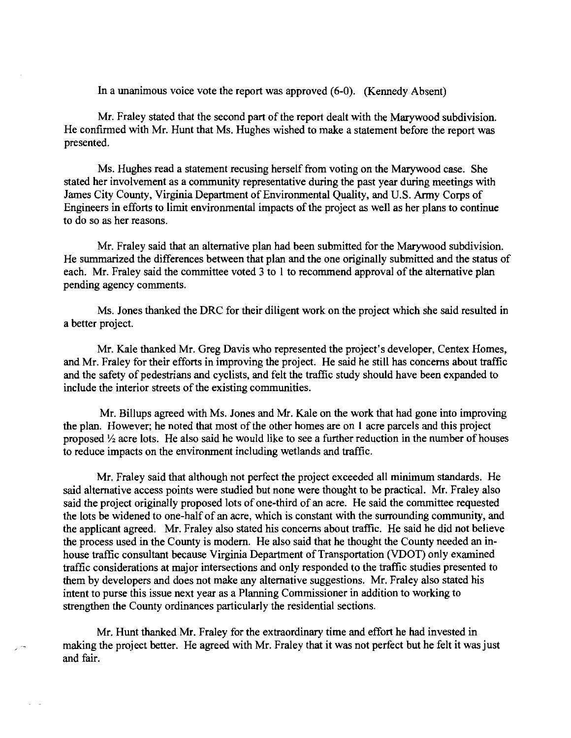In a unanimous voice vote the report was approved (6-0). (Kennedy Absent)

Mr. Fraley stated that the second part of the report dealt with the Marywood subdivision. He confirmed with Mr. Hunt that Ms. Hughes wished to make a statement before the report was presented.

Ms. Hughes read a statement recusing herself from voting on the Marywood case. She stated her involvement as a community representative during the past year during meetings with James City County, Virginia Department of Environmental Quality, and U.S. Army Corps of Engineers in efforts to limit environmental impacts of the project as well as her plans to continue to do so as her reasons.

Mr. Fraley said that an alternative plan had been submitted for the Marywood subdivision. He summarized the differences between that plan and the one originally submitted and the status of each. Mr. Fraley said the committee voted 3 to 1 to recommend approval of the alternative plan pending agency comments.

Ms. Jones thanked the DRC for their diligent work on the project which she said resulted in a better project.

Mr. Kale thanked Mr. Greg Davis who represented the project's developer, Centex Homes, and Mr. Fraley for their efforts in improving the project. He said he still has concerns about traffic and the safety of pedestrians and cyclists, and felt the traffic study should have been expanded to include the interior streets of the existing communities.

Mr. Billups agreed with Ms. Jones and Mr. Kale on the work that had gone into improving the plan. However; he noted that most of the other homes are on 1 acre parcels and this project proposed ½ acre lots. He also said he would like to see a further reduction in the number of houses to reduce impacts on the environment including wetlands and traffic.

Mr. Fraley said that although not perfect the project exceeded all minimum standards. He said alternative access points were studied but none were thought to be practical. Mr. Fraley also said the project originally proposed lots of one-third of an acre. He said the committee requested the lots be widened to one-half of an acre, which is constant with the surrounding community, and the applicant agreed. Mr. Fraley also stated his concerns about traffic. He said he did not believe the process used in the County is modern. He also said that he thought the County needed an in-house traffic consultant because Virginia Department of Transportation (VDOT) only examined traffic considerations at major intersections and only responded to the traffic studies presented to them by developers and does not make any alternative suggestions. Mr. Fraley also stated his intent to purse this issue next year as a Planning Commissioner in addition to working to strengthen the County ordinances particularly the residential sections.

Mr. Hunt thanked Mr. Fraley for the extraordinary time and effort he had invested in making the project better. He agreed with Mr. Fraley that it was not perfect but he felt it was just and fair.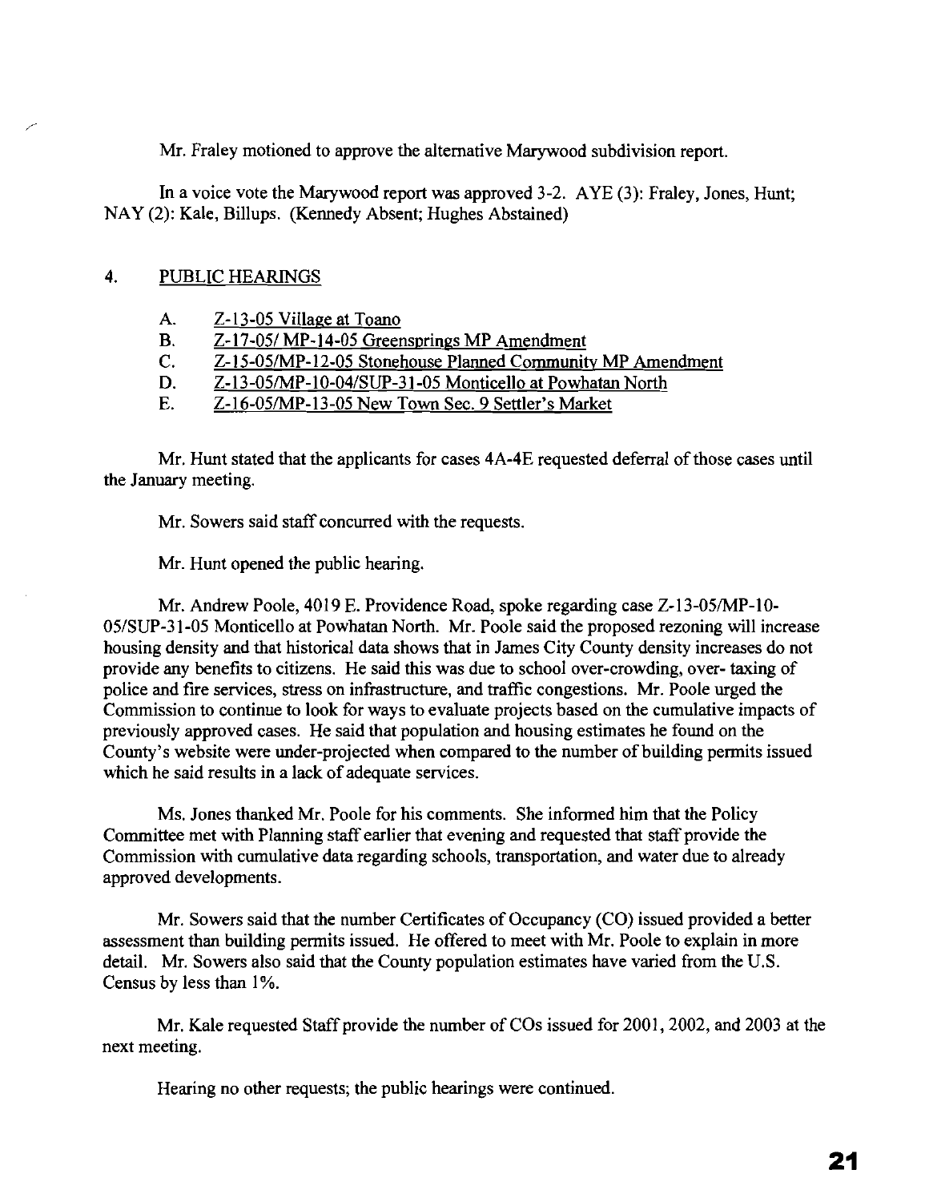Mr. Fraley motioned to approve the alternative Marywood subdivision report.

In a voice vote the Marywood report was approved 3-2. AYE (3): Fraley, Jones, Hunt; NAY (2): Kale, Billups. (Kennedy Absent; Hughes Abstained)

## 4. PUBLIC HEARINGS

A. Z-13-05 Village at Toano
B. Z-17-05/ MP-14-05 Greensprings MP Amendment
C. Z-15-05/MP-12-05 Stonehouse Planned Community MP Amendment
D. Z-13-05/MP-10-04/SUP-31-05 Monticello at Powhatan North
E. Z-16-05/MP-13-05 New Town Sec. 9 Settler's Market

Mr. Hunt stated that the applicants for cases 4A-4E requested deferral of those cases until the January meeting.

Mr. Sowers said staff concurred with the requests.

Mr. Hunt opened the public hearing.

Mr. Andrew Poole, 4019 E. Providence Road, spoke regarding case Z-13-05/MP-10-05/SUP-31-05 Monticello at Powhatan North. Mr. Poole said the proposed rezoning will increase housing density and that historical data shows that in James City County density increases do not provide any benefits to citizens. He said this was due to school over-crowding, over- taxing of police and fire services, stress on infrastructure, and traffic congestions. Mr. Poole urged the Commission to continue to look for ways to evaluate projects based on the cumulative impacts of previously approved cases. He said that population and housing estimates he found on the County's website were under-projected when compared to the number of building permits issued which he said results in a lack of adequate services.

Ms. Jones thanked Mr. Poole for his comments. She informed him that the Policy Committee met with Planning staff earlier that evening and requested that staff provide the Commission with cumulative data regarding schools, transportation, and water due to already approved developments.

Mr. Sowers said that the number Certificates of Occupancy (CO) issued provided a better assessment than building permits issued. He offered to meet with Mr. Poole to explain in more detail. Mr. Sowers also said that the County population estimates have varied from the U.S. Census by less than 1%.

Mr. Kale requested Staff provide the number of COs issued for 2001, 2002, and 2003 at the next meeting.

Hearing no other requests; the public hearings were continued.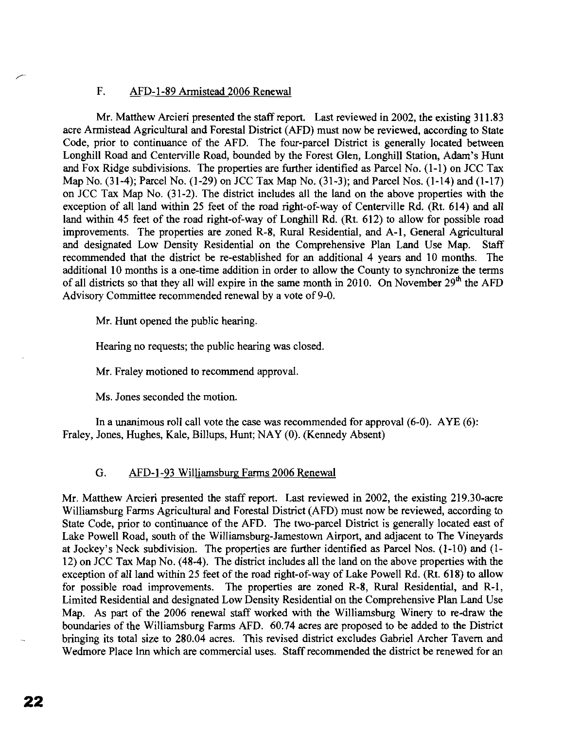### F. AFD-1-89 Armistead 2006 Renewal

Mr. Matthew Arcieri presented the staff report. Last reviewed in 2002, the existing 311.83 acre Armistead Agricultural and Forestal District (AFD) must now be reviewed, according to State Code, prior to continuance of the AFD. The four-parcel District is generally located between Longhill Road and Centerville Road, bounded by the Forest Glen, Longhill Station, Adam's Hunt and Fox Ridge subdivisions. The properties are further identified as Parcel No. (1-1) on JCC Tax Map No. (31-4); Parcel No. (1-29) on JCC Tax Map No. (31-3); and Parcel Nos. (1-14) and (1-17) on JCC Tax Map No. (31-2). The district includes all the land on the above properties with the exception of all land within 25 feet of the road right-of-way of Centerville Rd. (Rt. 614) and all land within 45 feet of the road right-of-way of Longhill Rd. (Rt. 612) to allow for possible road improvements. The properties are zoned R-8, Rural Residential, and A-1, General Agricultural and designated Low Density Residential on the Comprehensive Plan Land Use Map. Staff recommended that the district be re-established for an additional 4 years and 10 months. The additional 10 months is a one-time addition in order to allow the County to synchronize the terms of all districts so that they all will expire in the same month in 2010. On November 29th the AFD Advisory Committee recommended renewal by a vote of 9-0.

Mr. Hunt opened the public hearing.

Hearing no requests; the public hearing was closed.

Mr. Fraley motioned to recommend approval.

Ms. Jones seconded the motion.

In a unanimous roll call vote the case was recommended for approval (6-0). AYE (6): Fraley, Jones, Hughes, Kale, Billups, Hunt; NAY (0). (Kennedy Absent)

### G. AFD-1-93 Williamsburg Farms 2006 Renewal

Mr. Matthew Arcieri presented the staff report. Last reviewed in 2002, the existing 219.30-acre Williamsburg Farms Agricultural and Forestal District (AFD) must now be reviewed, according to State Code, prior to continuance of the AFD. The two-parcel District is generally located east of Lake Powell Road, south of the Williamsburg-Jamestown Airport, and adjacent to The Vineyards at Jockey's Neck subdivision. The properties are further identified as Parcel Nos. (1-10) and (1-12) on JCC Tax Map No. (48-4). The district includes all the land on the above properties with the exception of all land within 25 feet of the road right-of-way of Lake Powell Rd. (Rt. 618) to allow for possible road improvements. The properties are zoned R-8, Rural Residential, and R-1, Limited Residential and designated Low Density Residential on the Comprehensive Plan Land Use Map. As part of the 2006 renewal staff worked with the Williamsburg Winery to re-draw the boundaries of the Williamsburg Farms AFD. 60.74 acres are proposed to be added to the District bringing its total size to 280.04 acres. This revised district excludes Gabriel Archer Tavern and Wedmore Place Inn which are commercial uses. Staff recommended the district be renewed for an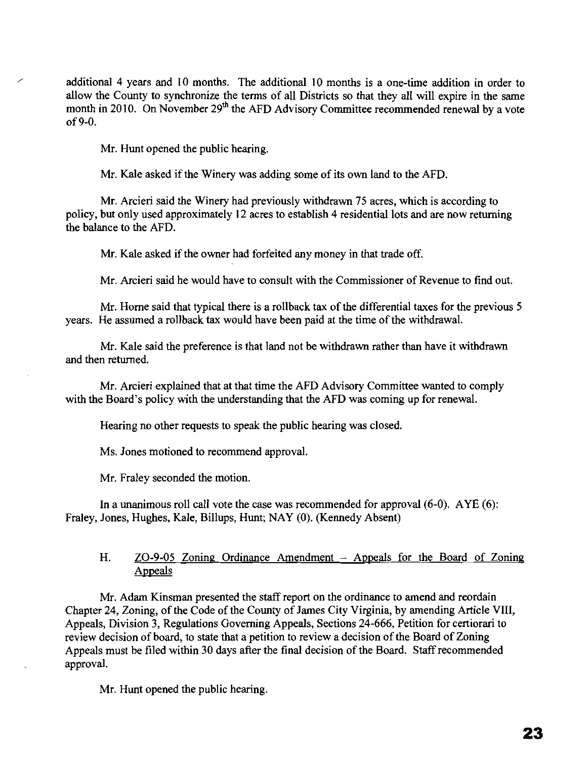additional 4 years and 10 months. The additional 10 months is a one-time addition in order to allow the County to synchronize the terms of all Districts so that they all will expire in the same month in 2010. On November 29th the AFD Advisory Committee recommended renewal by a vote of 9-0.

Mr. Hunt opened the public hearing.

Mr. Kale asked if the Winery was adding some of its own land to the AFD.

Mr. Arcieri said the Winery had previously withdrawn 75 acres, which is according to policy, but only used approximately 12 acres to establish 4 residential lots and are now returning the balance to the AFD.

Mr. Kale asked if the owner had forfeited any money in that trade off.

Mr. Arcieri said he would have to consult with the Commissioner of Revenue to find out.

Mr. Horne said that typical there is a rollback tax of the differential taxes for the previous 5 years. He assumed a rollback tax would have been paid at the time of the withdrawal.

Mr. Kale said the preference is that land not be withdrawn rather than have it withdrawn and then returned.

Mr. Arcieri explained that at that time the AFD Advisory Committee wanted to comply with the Board's policy with the understanding that the AFD was coming up for renewal.

Hearing no other requests to speak the public hearing was closed.

Ms. Jones motioned to recommend approval.

Mr. Fraley seconded the motion.

In a unanimous roll call vote the case was recommended for approval (6-0). AYE (6): Fraley, Jones, Hughes, Kale, Billups, Hunt; NAY (0). (Kennedy Absent)

H. ZO-9-05 Zoning Ordinance Amendment – Appeals for the Board of Zoning Appeals

Mr. Adam Kinsman presented the staff report on the ordinance to amend and reordain Chapter 24, Zoning, of the Code of the County of James City Virginia, by amending Article VIII, Appeals, Division 3, Regulations Governing Appeals, Sections 24-666, Petition for certiorari to review decision of board, to state that a petition to review a decision of the Board of Zoning Appeals must be filed within 30 days after the final decision of the Board. Staff recommended approval.

Mr. Hunt opened the public hearing.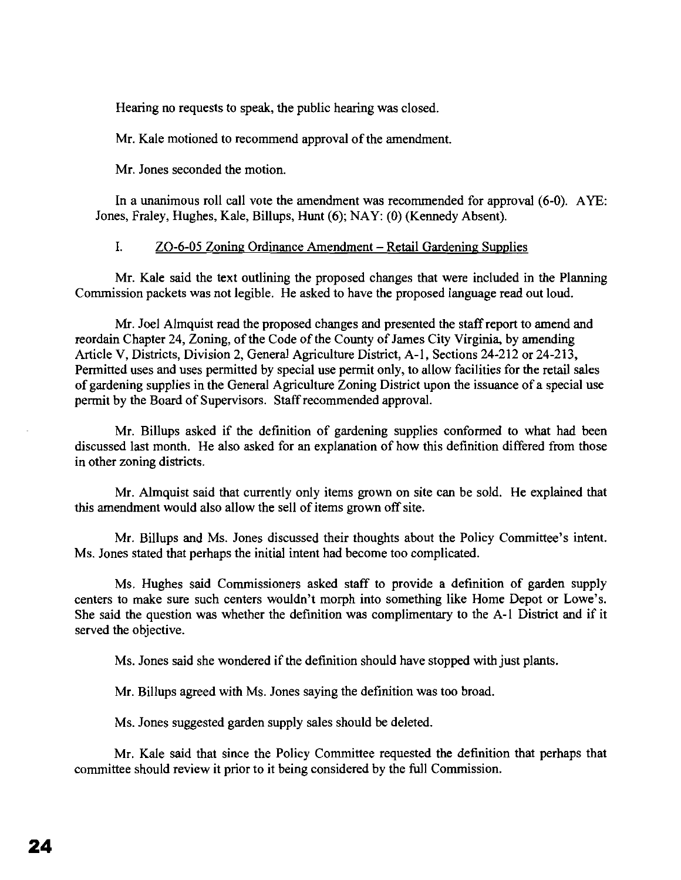Hearing no requests to speak, the public hearing was closed.

Mr. Kale motioned to recommend approval of the amendment.

Mr. Jones seconded the motion.

In a unanimous roll call vote the amendment was recommended for approval (6-0). AYE: Jones, Fraley, Hughes, Kale, Billups, Hunt (6); NAY: (0) (Kennedy Absent).

I. <u>ZO-6-05 Zoning Ordinance Amendment – Retail Gardening Supplies</u>

Mr. Kale said the text outlining the proposed changes that were included in the Planning Commission packets was not legible. He asked to have the proposed language read out loud.

Mr. Joel Almquist read the proposed changes and presented the staff report to amend and reordain Chapter 24, Zoning, of the Code of the County of James City Virginia, by amending Article V, Districts, Division 2, General Agriculture District, A-1, Sections 24-212 or 24-213, Permitted uses and uses permitted by special use permit only, to allow facilities for the retail sales of gardening supplies in the General Agriculture Zoning District upon the issuance of a special use permit by the Board of Supervisors. Staff recommended approval.

Mr. Billups asked if the definition of gardening supplies conformed to what had been discussed last month. He also asked for an explanation of how this definition differed from those in other zoning districts.

Mr. Almquist said that currently only items grown on site can be sold. He explained that this amendment would also allow the sell of items grown off site.

Mr. Billups and Ms. Jones discussed their thoughts about the Policy Committee's intent. Ms. Jones stated that perhaps the initial intent had become too complicated.

Ms. Hughes said Commissioners asked staff to provide a definition of garden supply centers to make sure such centers wouldn't morph into something like Home Depot or Lowe's. She said the question was whether the definition was complimentary to the A-1 District and if it served the objective.

Ms. Jones said she wondered if the definition should have stopped with just plants.

Mr. Billups agreed with Ms. Jones saying the definition was too broad.

Ms. Jones suggested garden supply sales should be deleted.

Mr. Kale said that since the Policy Committee requested the definition that perhaps that committee should review it prior to it being considered by the full Commission.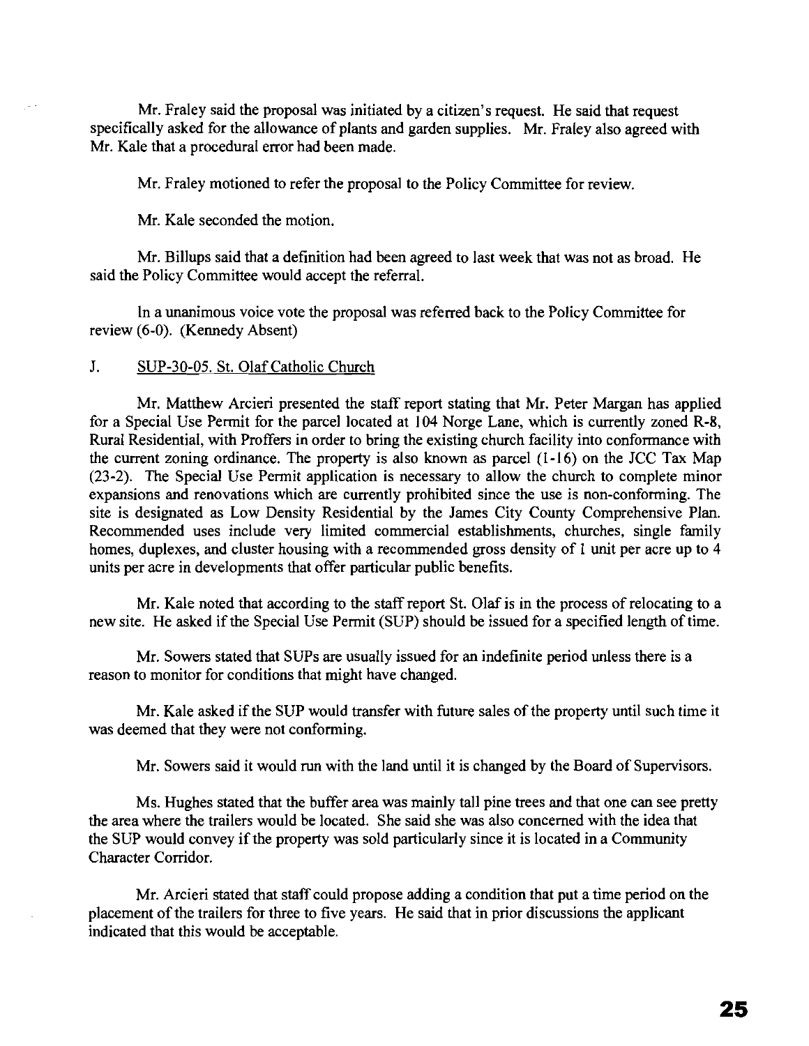Mr. Fraley said the proposal was initiated by a citizen's request. He said that request specifically asked for the allowance of plants and garden supplies. Mr. Fraley also agreed with Mr. Kale that a procedural error had been made.

Mr. Fraley motioned to refer the proposal to the Policy Committee for review.

Mr. Kale seconded the motion.

Mr. Billups said that a definition had been agreed to last week that was not as broad. He said the Policy Committee would accept the referral.

In a unanimous voice vote the proposal was referred back to the Policy Committee for review (6-0). (Kennedy Absent)

J. SUP-30-05. St. Olaf Catholic Church

Mr. Matthew Arcieri presented the staff report stating that Mr. Peter Margan has applied for a Special Use Permit for the parcel located at 104 Norge Lane, which is currently zoned R-8, Rural Residential, with Proffers in order to bring the existing church facility into conformance with the current zoning ordinance. The property is also known as parcel (1-16) on the JCC Tax Map (23-2). The Special Use Permit application is necessary to allow the church to complete minor expansions and renovations which are currently prohibited since the use is non-conforming. The site is designated as Low Density Residential by the James City County Comprehensive Plan. Recommended uses include very limited commercial establishments, churches, single family homes, duplexes, and cluster housing with a recommended gross density of 1 unit per acre up to 4 units per acre in developments that offer particular public benefits.

Mr. Kale noted that according to the staff report St. Olaf is in the process of relocating to a new site. He asked if the Special Use Permit (SUP) should be issued for a specified length of time.

Mr. Sowers stated that SUPs are usually issued for an indefinite period unless there is a reason to monitor for conditions that might have changed.

Mr. Kale asked if the SUP would transfer with future sales of the property until such time it was deemed that they were not conforming.

Mr. Sowers said it would run with the land until it is changed by the Board of Supervisors.

Ms. Hughes stated that the buffer area was mainly tall pine trees and that one can see pretty the area where the trailers would be located. She said she was also concerned with the idea that the SUP would convey if the property was sold particularly since it is located in a Community Character Corridor.

Mr. Arcieri stated that staff could propose adding a condition that put a time period on the placement of the trailers for three to five years. He said that in prior discussions the applicant indicated that this would be acceptable.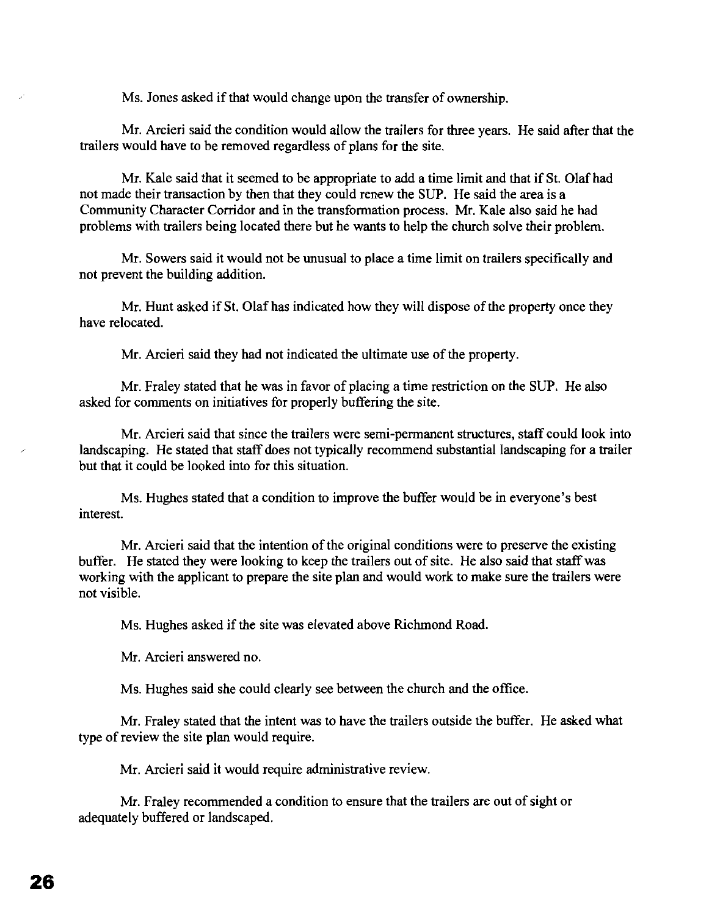Ms. Jones asked if that would change upon the transfer of ownership.

Mr. Arcieri said the condition would allow the trailers for three years. He said after that the trailers would have to be removed regardless of plans for the site.

Mr. Kale said that it seemed to be appropriate to add a time limit and that if St. Olaf had not made their transaction by then that they could renew the SUP. He said the area is a Community Character Corridor and in the transformation process. Mr. Kale also said he had problems with trailers being located there but he wants to help the church solve their problem.

Mr. Sowers said it would not be unusual to place a time limit on trailers specifically and not prevent the building addition.

Mr. Hunt asked if St. Olaf has indicated how they will dispose of the property once they have relocated.

Mr. Arcieri said they had not indicated the ultimate use of the property.

Mr. Fraley stated that he was in favor of placing a time restriction on the SUP. He also asked for comments on initiatives for properly buffering the site.

Mr. Arcieri said that since the trailers were semi-permanent structures, staff could look into landscaping. He stated that staff does not typically recommend substantial landscaping for a trailer but that it could be looked into for this situation.

Ms. Hughes stated that a condition to improve the buffer would be in everyone's best interest.

Mr. Arcieri said that the intention of the original conditions were to preserve the existing buffer. He stated they were looking to keep the trailers out of site. He also said that staff was working with the applicant to prepare the site plan and would work to make sure the trailers were not visible.

Ms. Hughes asked if the site was elevated above Richmond Road.

Mr. Arcieri answered no.

Ms. Hughes said she could clearly see between the church and the office.

Mr. Fraley stated that the intent was to have the trailers outside the buffer. He asked what type of review the site plan would require.

Mr. Arcieri said it would require administrative review.

Mr. Fraley recommended a condition to ensure that the trailers are out of sight or adequately buffered or landscaped.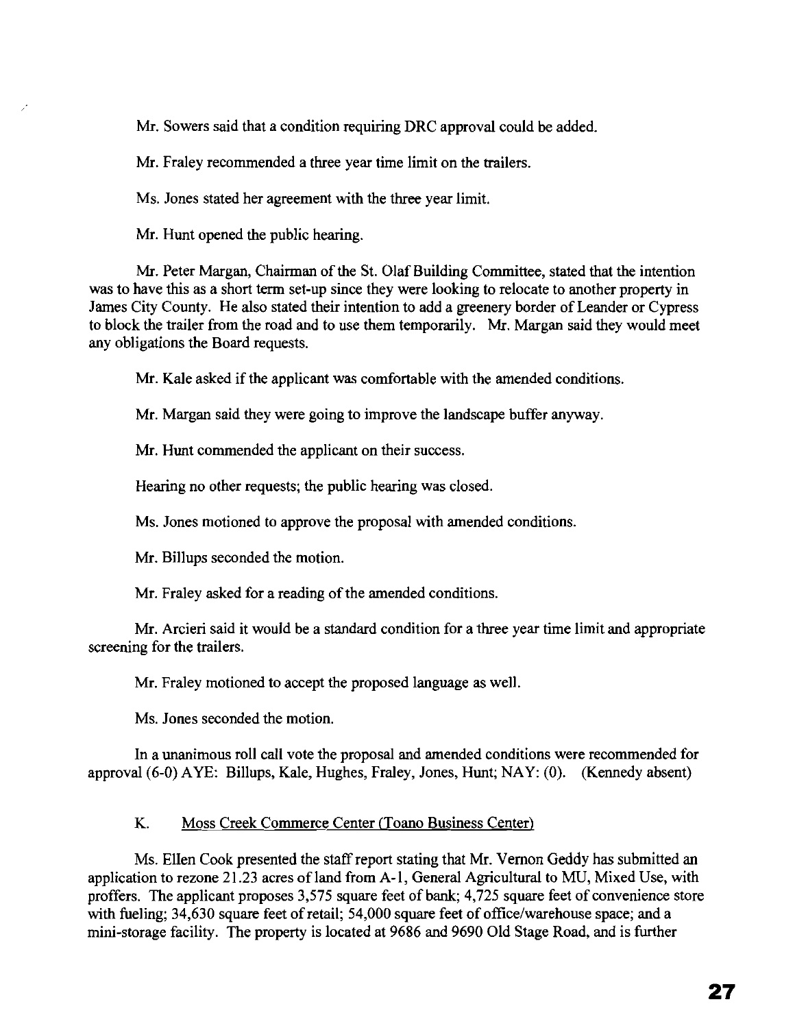Mr. Sowers said that a condition requiring DRC approval could be added.

Mr. Fraley recommended a three year time limit on the trailers.

Ms. Jones stated her agreement with the three year limit.

Mr. Hunt opened the public hearing.

Mr. Peter Margan, Chairman of the St. Olaf Building Committee, stated that the intention was to have this as a short term set-up since they were looking to relocate to another property in James City County. He also stated their intention to add a greenery border of Leander or Cypress to block the trailer from the road and to use them temporarily. Mr. Margan said they would meet any obligations the Board requests.

Mr. Kale asked if the applicant was comfortable with the amended conditions.

Mr. Margan said they were going to improve the landscape buffer anyway.

Mr. Hunt commended the applicant on their success.

Hearing no other requests; the public hearing was closed.

Ms. Jones motioned to approve the proposal with amended conditions.

Mr. Billups seconded the motion.

Mr. Fraley asked for a reading of the amended conditions.

Mr. Arcieri said it would be a standard condition for a three year time limit and appropriate screening for the trailers.

Mr. Fraley motioned to accept the proposed language as well.

Ms. Jones seconded the motion.

In a unanimous roll call vote the proposal and amended conditions were recommended for approval (6-0) AYE: Billups, Kale, Hughes, Fraley, Jones, Hunt; NAY: (0). (Kennedy absent)

K. Moss Creek Commerce Center (Toano Business Center)

Ms. Ellen Cook presented the staff report stating that Mr. Vernon Geddy has submitted an application to rezone 21.23 acres of land from A-1, General Agricultural to MU, Mixed Use, with proffers. The applicant proposes 3,575 square feet of bank; 4,725 square feet of convenience store with fueling; 34,630 square feet of retail; 54,000 square feet of office/warehouse space; and a mini-storage facility. The property is located at 9686 and 9690 Old Stage Road, and is further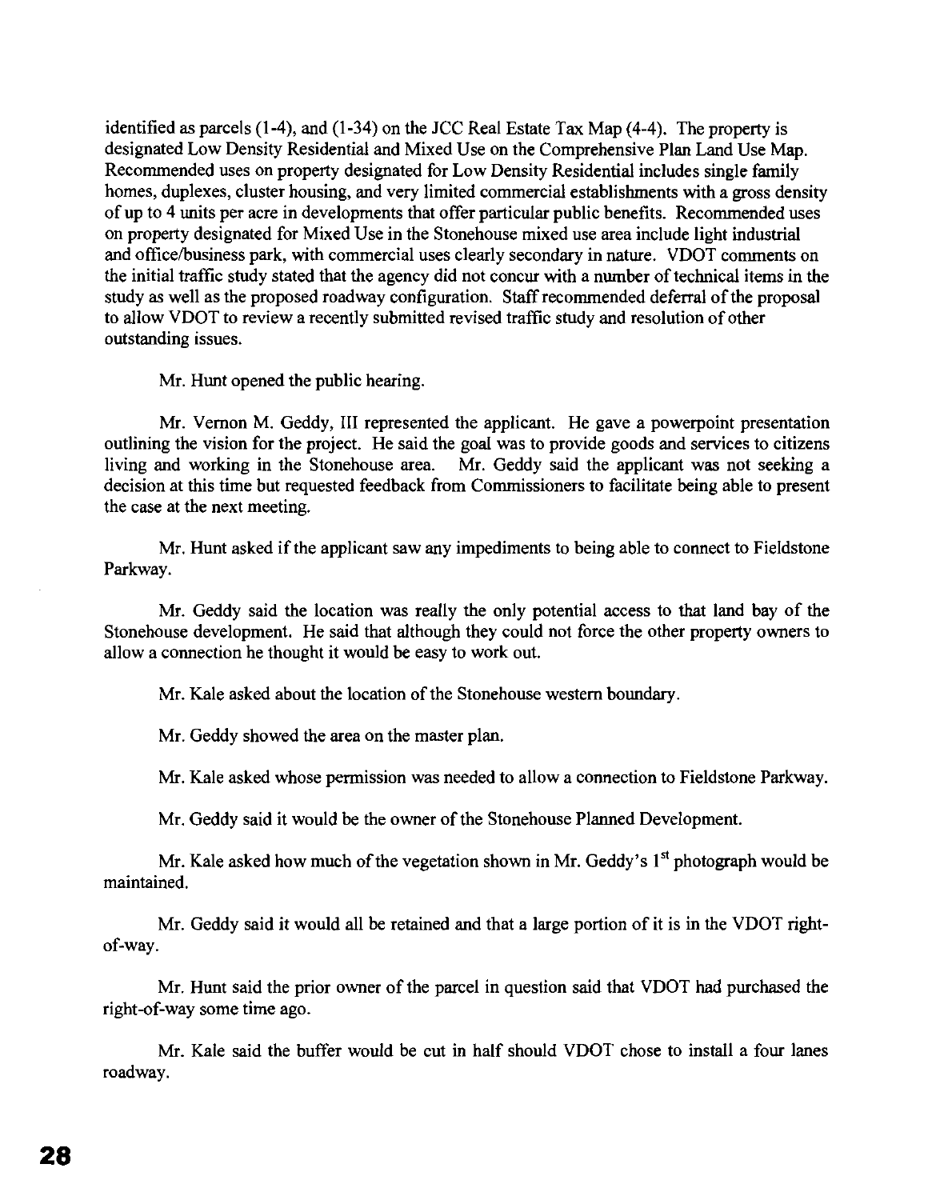identified as parcels (1-4), and (1-34) on the JCC Real Estate Tax Map (4-4). The property is designated Low Density Residential and Mixed Use on the Comprehensive Plan Land Use Map. Recommended uses on property designated for Low Density Residential includes single family homes, duplexes, cluster housing, and very limited commercial establishments with a gross density of up to 4 units per acre in developments that offer particular public benefits. Recommended uses on property designated for Mixed Use in the Stonehouse mixed use area include light industrial and office/business park, with commercial uses clearly secondary in nature. VDOT comments on the initial traffic study stated that the agency did not concur with a number of technical items in the study as well as the proposed roadway configuration. Staff recommended deferral of the proposal to allow VDOT to review a recently submitted revised traffic study and resolution of other outstanding issues.

Mr. Hunt opened the public hearing.

Mr. Vernon M. Geddy, III represented the applicant. He gave a powerpoint presentation outlining the vision for the project. He said the goal was to provide goods and services to citizens living and working in the Stonehouse area. Mr. Geddy said the applicant was not seeking a decision at this time but requested feedback from Commissioners to facilitate being able to present the case at the next meeting.

Mr. Hunt asked if the applicant saw any impediments to being able to connect to Fieldstone Parkway.

Mr. Geddy said the location was really the only potential access to that land bay of the Stonehouse development. He said that although they could not force the other property owners to allow a connection he thought it would be easy to work out.

Mr. Kale asked about the location of the Stonehouse western boundary.

Mr. Geddy showed the area on the master plan.

Mr. Kale asked whose permission was needed to allow a connection to Fieldstone Parkway.

Mr. Geddy said it would be the owner of the Stonehouse Planned Development.

Mr. Kale asked how much of the vegetation shown in Mr. Geddy's 1st photograph would be maintained.

Mr. Geddy said it would all be retained and that a large portion of it is in the VDOT right-of-way.

Mr. Hunt said the prior owner of the parcel in question said that VDOT had purchased the right-of-way some time ago.

Mr. Kale said the buffer would be cut in half should VDOT chose to install a four lanes roadway.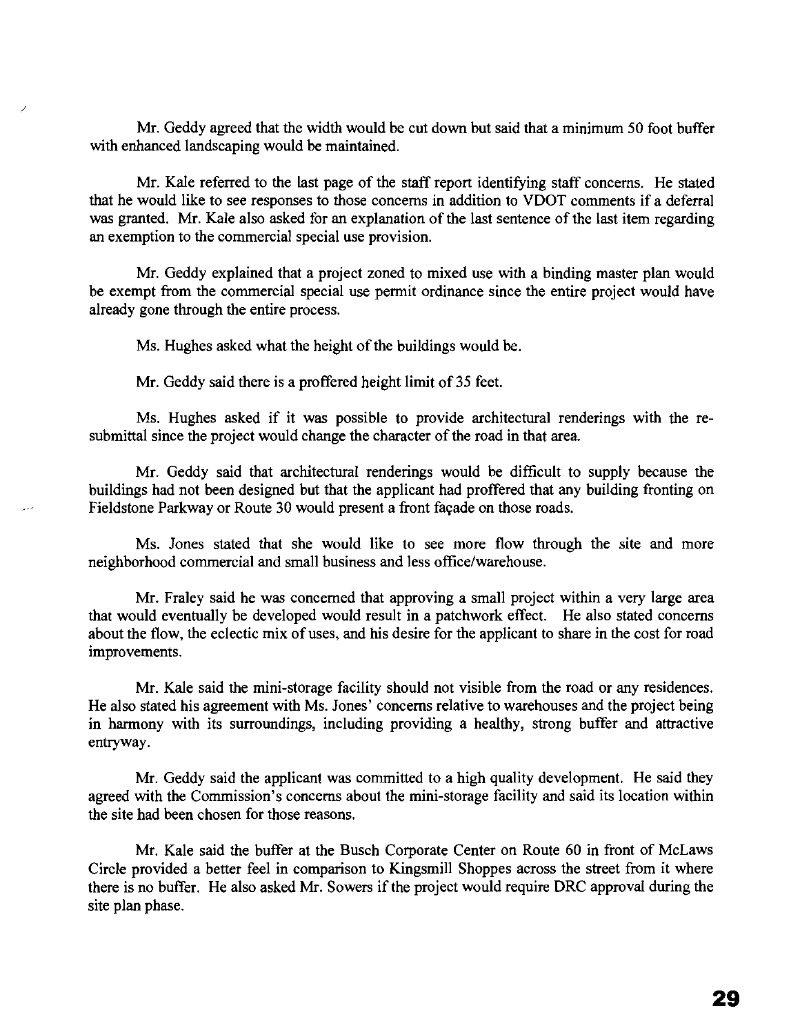Mr. Geddy agreed that the width would be cut down but said that a minimum 50 foot buffer with enhanced landscaping would be maintained.

Mr. Kale referred to the last page of the staff report identifying staff concerns. He stated that he would like to see responses to those concerns in addition to VDOT comments if a deferral was granted. Mr. Kale also asked for an explanation of the last sentence of the last item regarding an exemption to the commercial special use provision.

Mr. Geddy explained that a project zoned to mixed use with a binding master plan would be exempt from the commercial special use permit ordinance since the entire project would have already gone through the entire process.

Ms. Hughes asked what the height of the buildings would be.

Mr. Geddy said there is a proffered height limit of 35 feet.

Ms. Hughes asked if it was possible to provide architectural renderings with the re-submittal since the project would change the character of the road in that area.

Mr. Geddy said that architectural renderings would be difficult to supply because the buildings had not been designed but that the applicant had proffered that any building fronting on Fieldstone Parkway or Route 30 would present a front façade on those roads.

Ms. Jones stated that she would like to see more flow through the site and more neighborhood commercial and small business and less office/warehouse.

Mr. Fraley said he was concerned that approving a small project within a very large area that would eventually be developed would result in a patchwork effect. He also stated concerns about the flow, the eclectic mix of uses, and his desire for the applicant to share in the cost for road improvements.

Mr. Kale said the mini-storage facility should not visible from the road or any residences. He also stated his agreement with Ms. Jones' concerns relative to warehouses and the project being in harmony with its surroundings, including providing a healthy, strong buffer and attractive entryway.

Mr. Geddy said the applicant was committed to a high quality development. He said they agreed with the Commission's concerns about the mini-storage facility and said its location within the site had been chosen for those reasons.

Mr. Kale said the buffer at the Busch Corporate Center on Route 60 in front of McLaws Circle provided a better feel in comparison to Kingsmill Shoppes across the street from it where there is no buffer. He also asked Mr. Sowers if the project would require DRC approval during the site plan phase.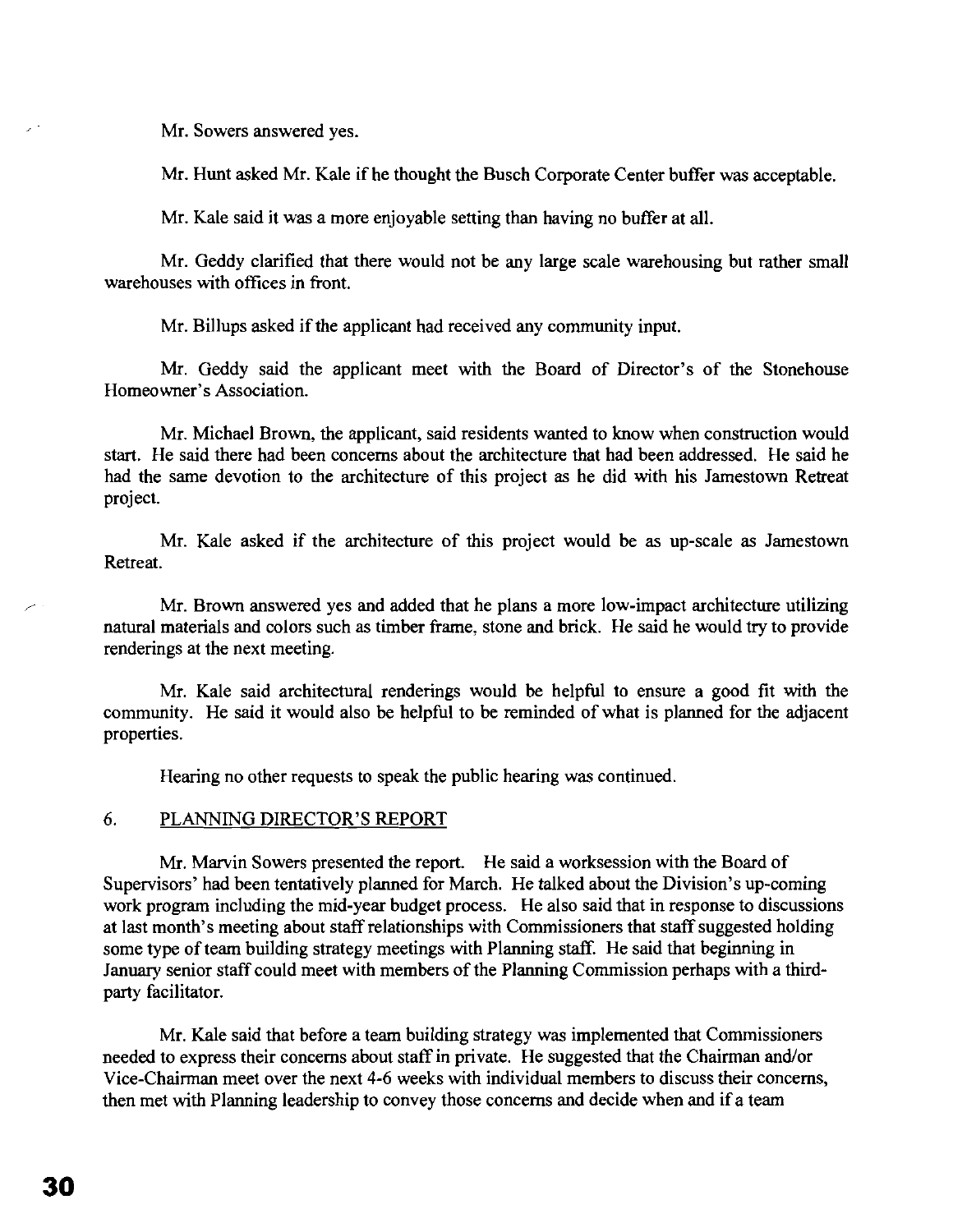Mr. Sowers answered yes.

Mr. Hunt asked Mr. Kale if he thought the Busch Corporate Center buffer was acceptable.

Mr. Kale said it was a more enjoyable setting than having no buffer at all.

Mr. Geddy clarified that there would not be any large scale warehousing but rather small warehouses with offices in front.

Mr. Billups asked if the applicant had received any community input.

Mr. Geddy said the applicant meet with the Board of Director's of the Stonehouse Homeowner's Association.

Mr. Michael Brown, the applicant, said residents wanted to know when construction would start. He said there had been concerns about the architecture that had been addressed. He said he had the same devotion to the architecture of this project as he did with his Jamestown Retreat project.

Mr. Kale asked if the architecture of this project would be as up-scale as Jamestown Retreat.

Mr. Brown answered yes and added that he plans a more low-impact architecture utilizing natural materials and colors such as timber frame, stone and brick. He said he would try to provide renderings at the next meeting.

Mr. Kale said architectural renderings would be helpful to ensure a good fit with the community. He said it would also be helpful to be reminded of what is planned for the adjacent properties.

Hearing no other requests to speak the public hearing was continued.

6. PLANNING DIRECTOR'S REPORT

Mr. Marvin Sowers presented the report. He said a worksession with the Board of Supervisors' had been tentatively planned for March. He talked about the Division's up-coming work program including the mid-year budget process. He also said that in response to discussions at last month's meeting about staff relationships with Commissioners that staff suggested holding some type of team building strategy meetings with Planning staff. He said that beginning in January senior staff could meet with members of the Planning Commission perhaps with a third-party facilitator.

Mr. Kale said that before a team building strategy was implemented that Commissioners needed to express their concerns about staff in private. He suggested that the Chairman and/or Vice-Chairman meet over the next 4-6 weeks with individual members to discuss their concerns, then met with Planning leadership to convey those concerns and decide when and if a team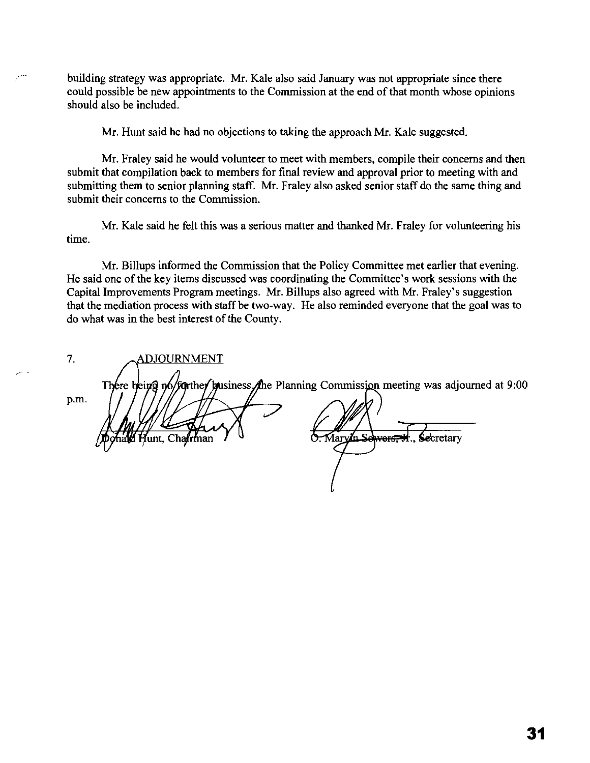building strategy was appropriate. Mr. Kale also said January was not appropriate since there could possible be new appointments to the Commission at the end of that month whose opinions should also be included.

Mr. Hunt said he had no objections to taking the approach Mr. Kale suggested.

Mr. Fraley said he would volunteer to meet with members, compile their concerns and then submit that compilation back to members for final review and approval prior to meeting with and submitting them to senior planning staff. Mr. Fraley also asked senior staff do the same thing and submit their concerns to the Commission.

Mr. Kale said he felt this was a serious matter and thanked Mr. Fraley for volunteering his time.

Mr. Billups informed the Commission that the Policy Committee met earlier that evening. He said one of the key items discussed was coordinating the Committee's work sessions with the Capital Improvements Program meetings. Mr. Billups also agreed with Mr. Fraley's suggestion that the mediation process with staff be two-way. He also reminded everyone that the goal was to do what was in the best interest of the County.

7. ADJOURNMENT

There being no further business, the Planning Commission meeting was adjourned at 9:00 p.m.

Donald Hunt, Chairman

O. Marvin Sowers, Jr., Secretary